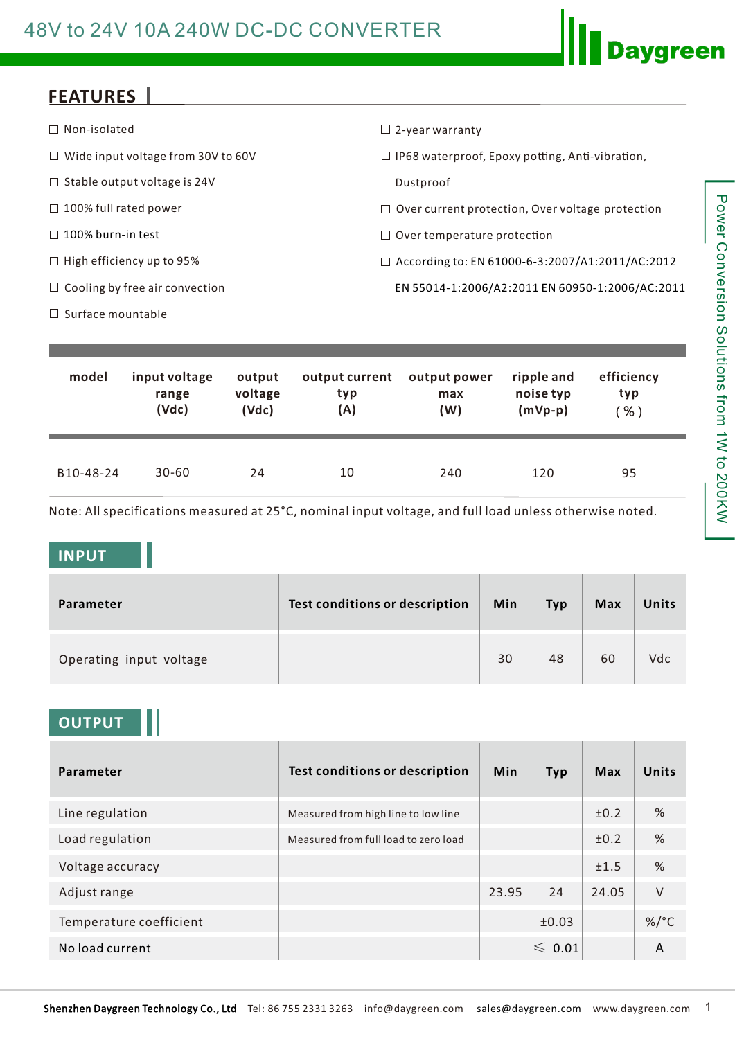# 48V to 24V 10A 240W DC-DC CONVERTER

Daygreen

Power Conversion Solutions from 1W to 200KW

## FEATURES

- ☐ Non-isolated
- ☐ Wide input voltage from 30V to 60V
- ☐ Stable output voltage is 24V
- ☐ 100% full rated power
- ☐ 100% burn-in test
- ☐ High efficiency up to 95%
- ☐ Cooling by free air convection
- ☐ Surface mountable
- ☐ 2-year warranty
- ☐ IP68 waterproof, Epoxy potting, Anti-vibration, Dustproof
- ☐ Over current protection, Over voltage protection
- ☐ Over temperature protection
- ☐ According to: EN 61000-6-3:2007/A1:2011/AC:2012 EN 55014-1:2006/A2:2011 EN 60950-1:2006/AC:2011

| model | input voltage range (Vdc) | output voltage (Vdc) | output current typ (A) | output power max (W) | ripple and noise typ (mVp-p) | efficiency typ ( % ) |
|---|---|---|---|---|---|---|
| B10-48-24 | 30-60 | 24 | 10 | 240 | 120 | 95 |

Note: All specifications measured at 25°C, nominal input voltage, and full load unless otherwise noted.

## INPUT

| Parameter | Test conditions or description | Min | Typ | Max | Units |
|---|---|---|---|---|---|
| Operating input voltage | | 30 | 48 | 60 | Vdc |

## OUTPUT

| Parameter | Test conditions or description | Min | Typ | Max | Units |
|---|---|---|---|---|---|
| Line regulation | Measured from high line to low line | | | ±0.2 | % |
| Load regulation | Measured from full load to zero load | | | ±0.2 | % |
| Voltage accuracy | | | | ±1.5 | % |
| Adjust range | | 23.95 | 24 | 24.05 | V |
| Temperature coefficient | | | ±0.03 | | %/°C |
| No load current | | | ⩽ 0.01 | | A |

Shenzhen Daygreen Technology Co., Ltd Tel: 86 755 2331 3263 info@daygreen.com sales@daygreen.com www.daygreen.com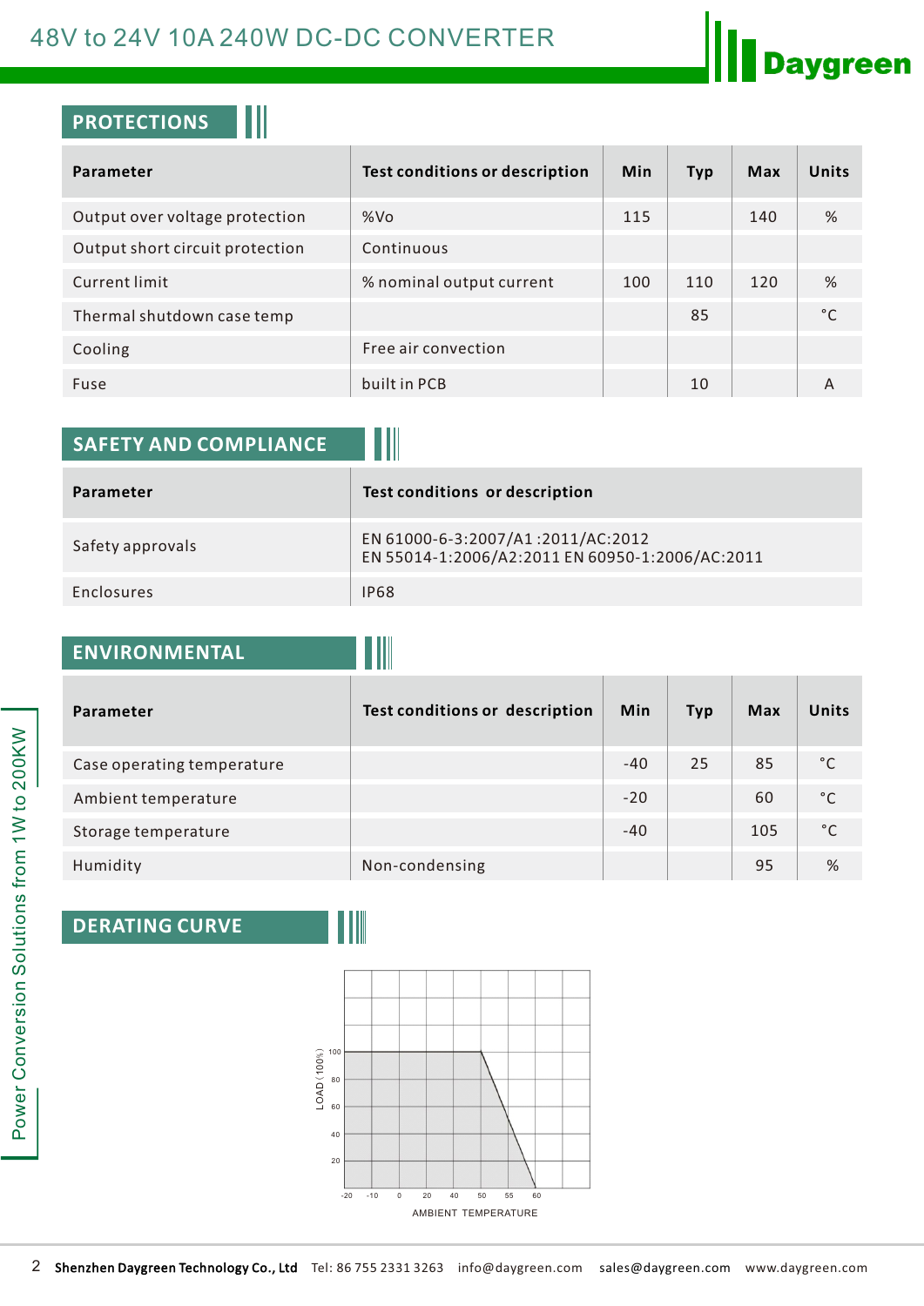# 48V to 24V 10A 240W DC-DC CONVERTER

## PROTECTIONS

| Parameter | Test conditions or description | Min | Typ | Max | Units |
|---|---|---|---|---|---|
| Output over voltage protection | %Vo | 115 | | 140 | % |
| Output short circuit protection | Continuous | | | | |
| Current limit | % nominal output current | 100 | 110 | 120 | % |
| Thermal shutdown case temp | | | 85 | | °C |
| Cooling | Free air convection | | | | |
| Fuse | built in PCB | | 10 | | A |

## SAFETY AND COMPLIANCE

| Parameter | Test conditions or description |
|---|---|
| Safety approvals | EN 61000-6-3:2007/A1 :2011/AC:2012<br>EN 55014-1:2006/A2:2011 EN 60950-1:2006/AC:2011 |
| Enclosures | IP68 |

## ENVIRONMENTAL

| Parameter | Test conditions or description | Min | Typ | Max | Units |
|---|---|---|---|---|---|
| Case operating temperature | | -40 | 25 | 85 | °C |
| Ambient temperature | | -20 | | 60 | °C |
| Storage temperature | | -40 | | 105 | °C |
| Humidity | Non-condensing | | | 95 | % |

## DERATING CURVE

LOAD (100%): 100, 80, 60, 40, 20

-20, -10, 0, 20, 40, 50, 55, 60

AMBIENT TEMPERATURE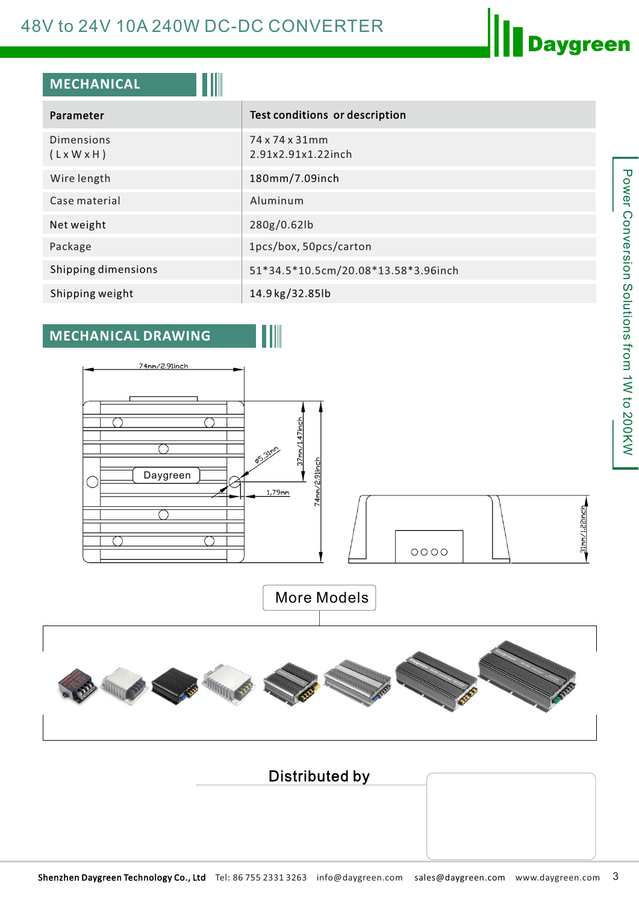## MECHANICAL

| Parameter | Test conditions or description |
| --- | --- |
| Dimensions ( L x W x H ) | 74 x 74 x 31mm<br>2.91x2.91x1.22inch |
| Wire length | 180mm/7.09inch |
| Case material | Aluminum |
| Net weight | 280g/0.62lb |
| Package | 1pcs/box, 50pcs/carton |
| Shipping dimensions | 51*34.5*10.5cm/20.08*13.58*3.96inch |
| Shipping weight | 14.9 kg/32.85lb |

## MECHANICAL DRAWING

74mm/2.91inch

Daygreen

ø5.31mm

37mm/1.47inch

74mm/2.91inch

1.79mm

31mm/1.22inch

More Models

Distributed by

**Shenzhen Daygreen Technology Co., Ltd** Tel: 86 755 2331 3263 info@daygreen.com sales@daygreen.com www.daygreen.com